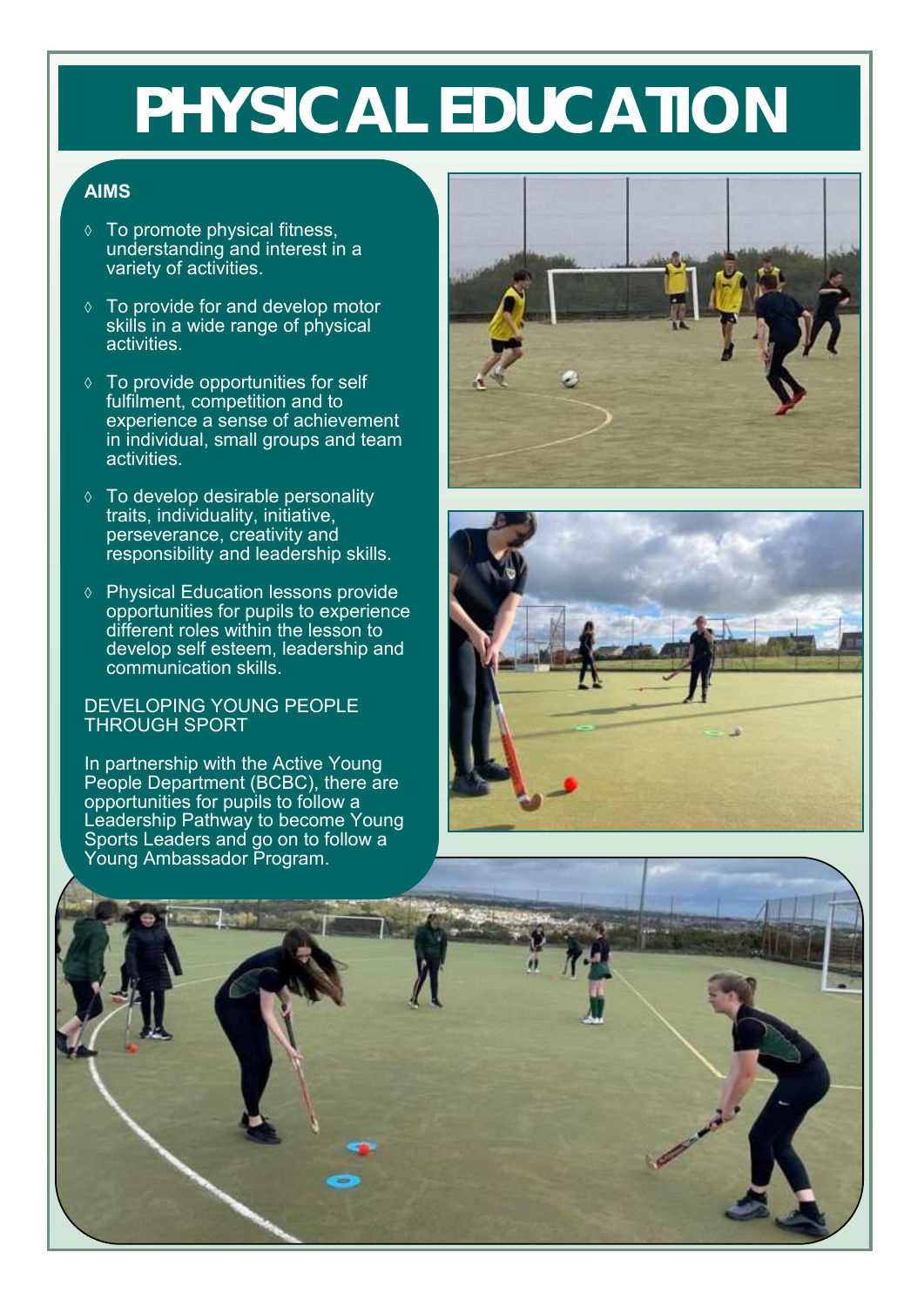# PHYSICAL EDUCATION

## AIMS

- To promote physical fitness, understanding and interest in a variety of activities.
- To provide for and develop motor skills in a wide range of physical activities.
- To provide opportunities for self fulfilment, competition and to experience a sense of achievement in individual, small groups and team activities.
- To develop desirable personality traits, individuality, initiative, perseverance, creativity and responsibility and leadership skills.
- Physical Education lessons provide opportunities for pupils to experience different roles within the lesson to develop self esteem, leadership and communication skills.

DEVELOPING YOUNG PEOPLE THROUGH SPORT

In partnership with the Active Young People Department (BCBC), there are opportunities for pupils to follow a Leadership Pathway to become Young Sports Leaders and go on to follow a Young Ambassador Program.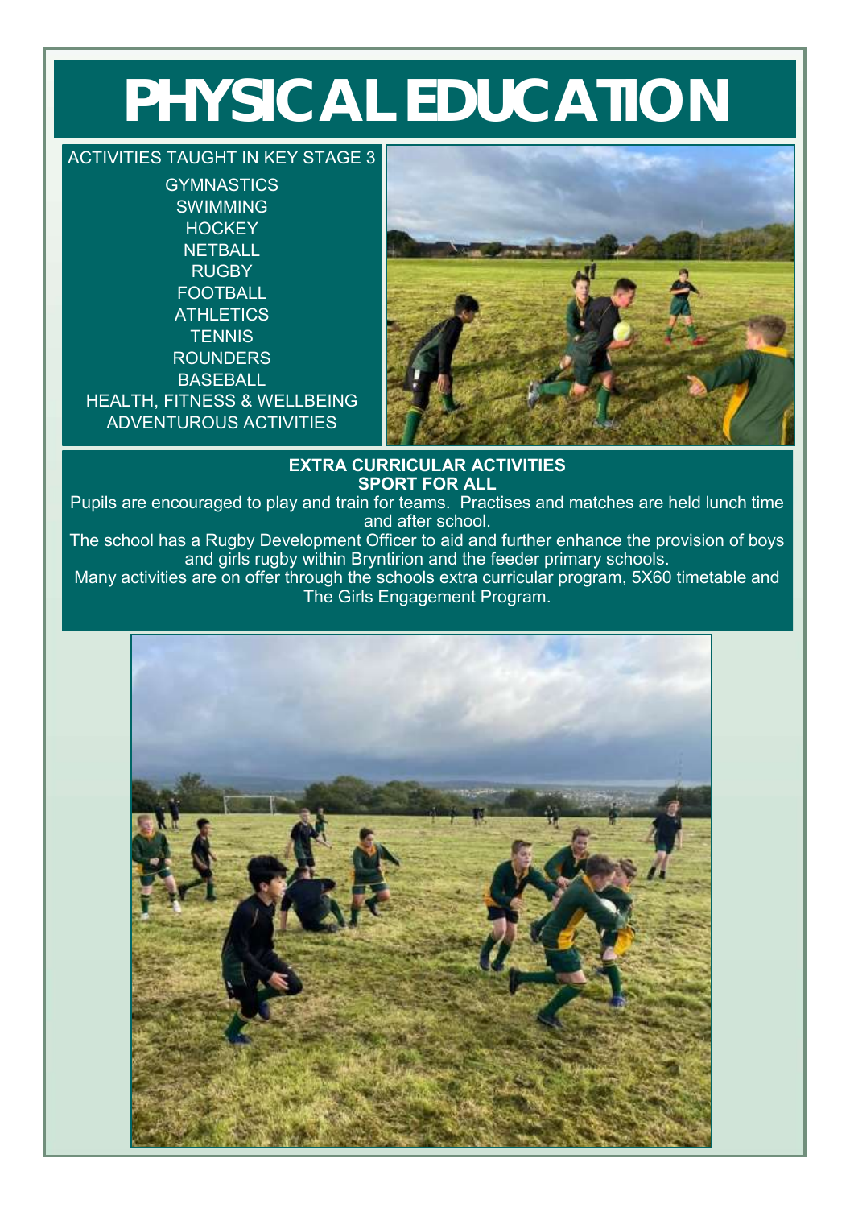# PHYSICAL EDUCATION

ACTIVITIES TAUGHT IN KEY STAGE 3

- GYMNASTICS
- SWIMMING
- HOCKEY
- NETBALL
- RUGBY
- FOOTBALL
- ATHLETICS
- TENNIS
- ROUNDERS
- BASEBALL
- HEALTH, FITNESS & WELLBEING
- ADVENTUROUS ACTIVITIES

**EXTRA CURRICULAR ACTIVITIES**
**SPORT FOR ALL**

Pupils are encouraged to play and train for teams. Practises and matches are held lunch time and after school.

The school has a Rugby Development Officer to aid and further enhance the provision of boys and girls rugby within Bryntirion and the feeder primary schools.

Many activities are on offer through the schools extra curricular program, 5X60 timetable and The Girls Engagement Program.